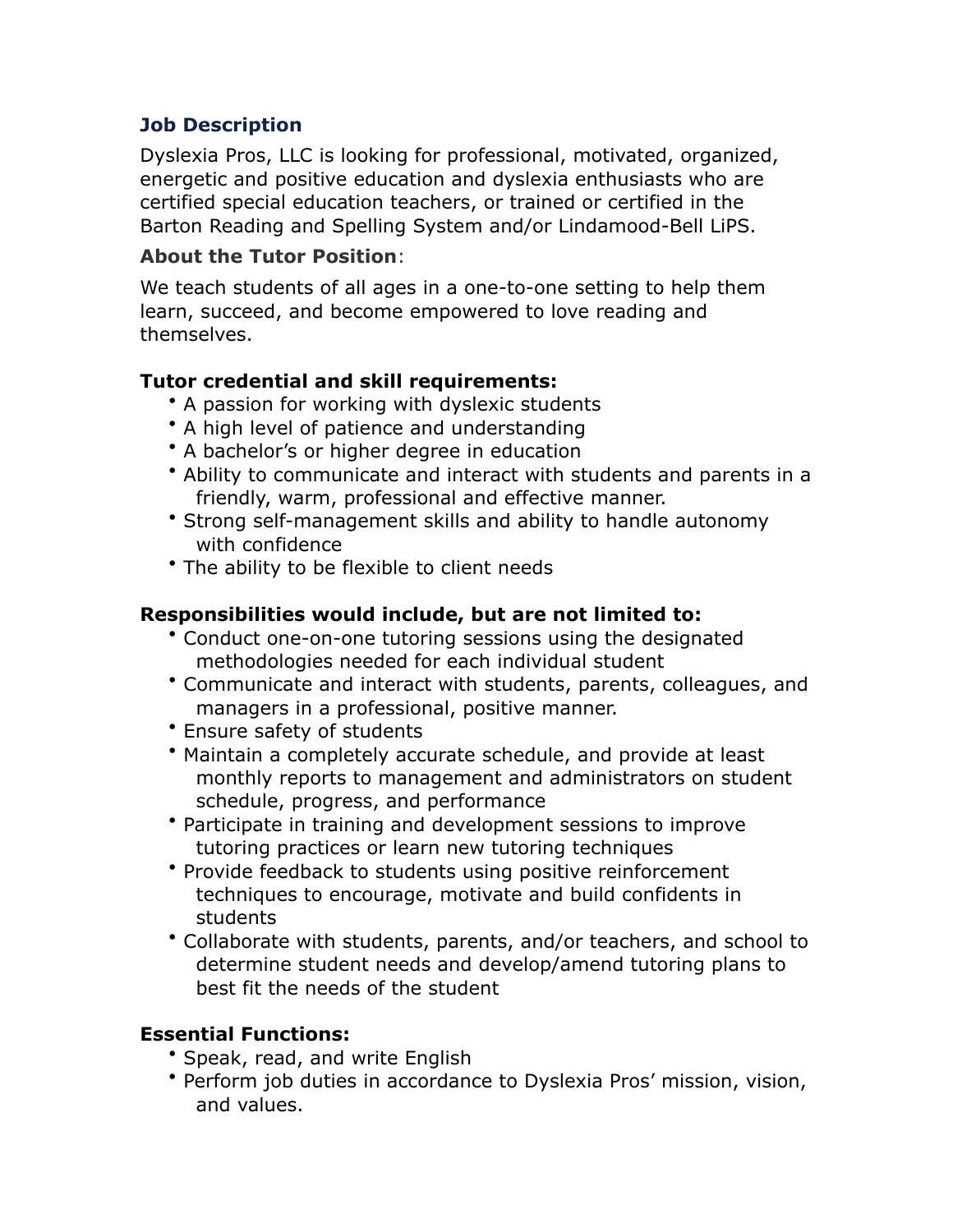## Job Description

Dyslexia Pros, LLC is looking for professional, motivated, organized, energetic and positive education and dyslexia enthusiasts who are certified special education teachers, or trained or certified in the Barton Reading and Spelling System and/or Lindamood-Bell LiPS.

### About the Tutor Position:

We teach students of all ages in a one-to-one setting to help them learn, succeed, and become empowered to love reading and themselves.

**Tutor credential and skill requirements:**

- A passion for working with dyslexic students
- A high level of patience and understanding
- A bachelor's or higher degree in education
- Ability to communicate and interact with students and parents in a friendly, warm, professional and effective manner.
- Strong self-management skills and ability to handle autonomy with confidence
- The ability to be flexible to client needs

**Responsibilities would include, but are not limited to:**

- Conduct one-on-one tutoring sessions using the designated methodologies needed for each individual student
- Communicate and interact with students, parents, colleagues, and managers in a professional, positive manner.
- Ensure safety of students
- Maintain a completely accurate schedule, and provide at least monthly reports to management and administrators on student schedule, progress, and performance
- Participate in training and development sessions to improve tutoring practices or learn new tutoring techniques
- Provide feedback to students using positive reinforcement techniques to encourage, motivate and build confidents in students
- Collaborate with students, parents, and/or teachers, and school to determine student needs and develop/amend tutoring plans to best fit the needs of the student

**Essential Functions:**

- Speak, read, and write English
- Perform job duties in accordance to Dyslexia Pros' mission, vision, and values.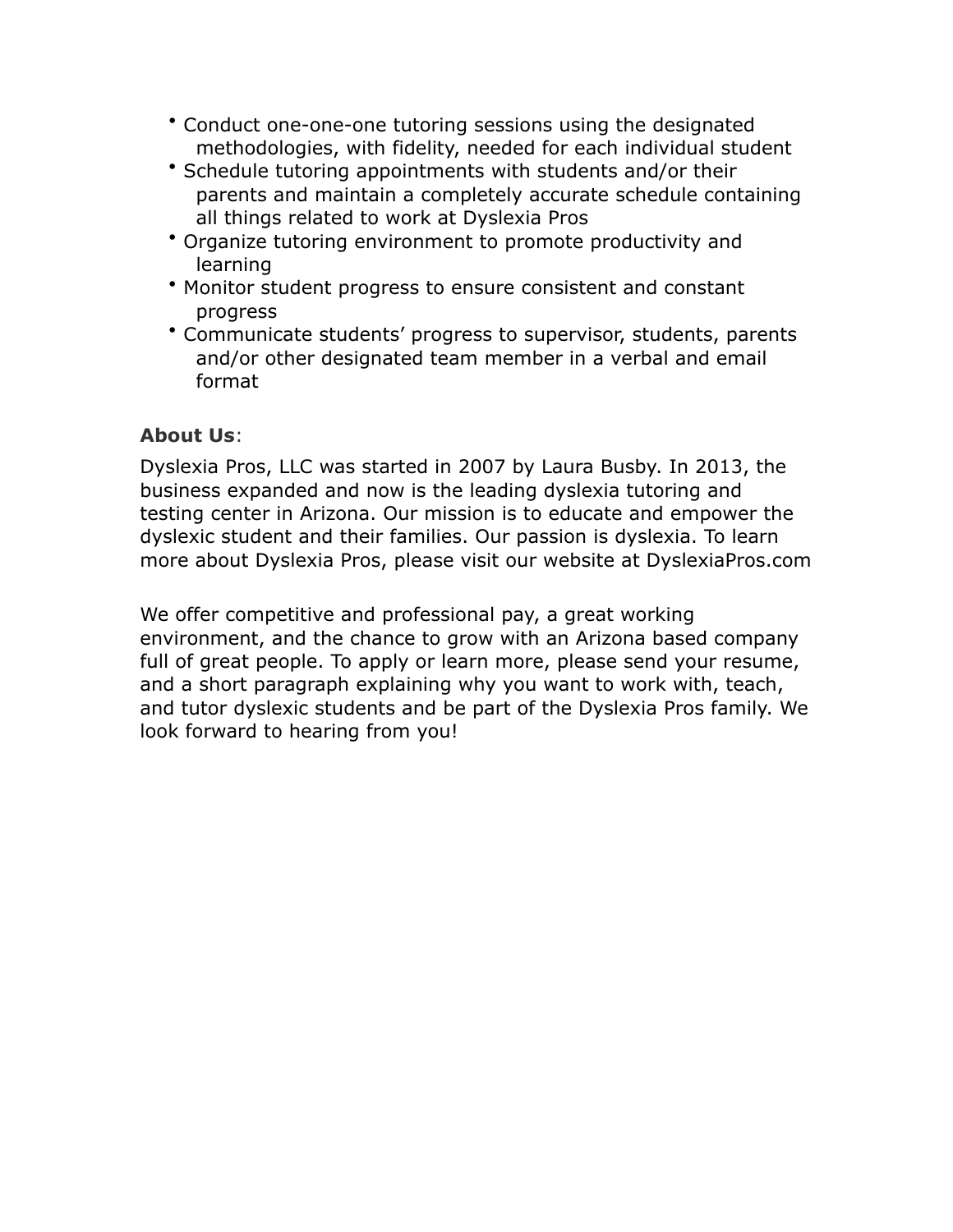- Conduct one-one-one tutoring sessions using the designated methodologies, with fidelity, needed for each individual student
- Schedule tutoring appointments with students and/or their parents and maintain a completely accurate schedule containing all things related to work at Dyslexia Pros
- Organize tutoring environment to promote productivity and learning
- Monitor student progress to ensure consistent and constant progress
- Communicate students' progress to supervisor, students, parents and/or other designated team member in a verbal and email format

**About Us**:

Dyslexia Pros, LLC was started in 2007 by Laura Busby. In 2013, the business expanded and now is the leading dyslexia tutoring and testing center in Arizona. Our mission is to educate and empower the dyslexic student and their families. Our passion is dyslexia. To learn more about Dyslexia Pros, please visit our website at DyslexiaPros.com

We offer competitive and professional pay, a great working environment, and the chance to grow with an Arizona based company full of great people. To apply or learn more, please send your resume, and a short paragraph explaining why you want to work with, teach, and tutor dyslexic students and be part of the Dyslexia Pros family. We look forward to hearing from you!